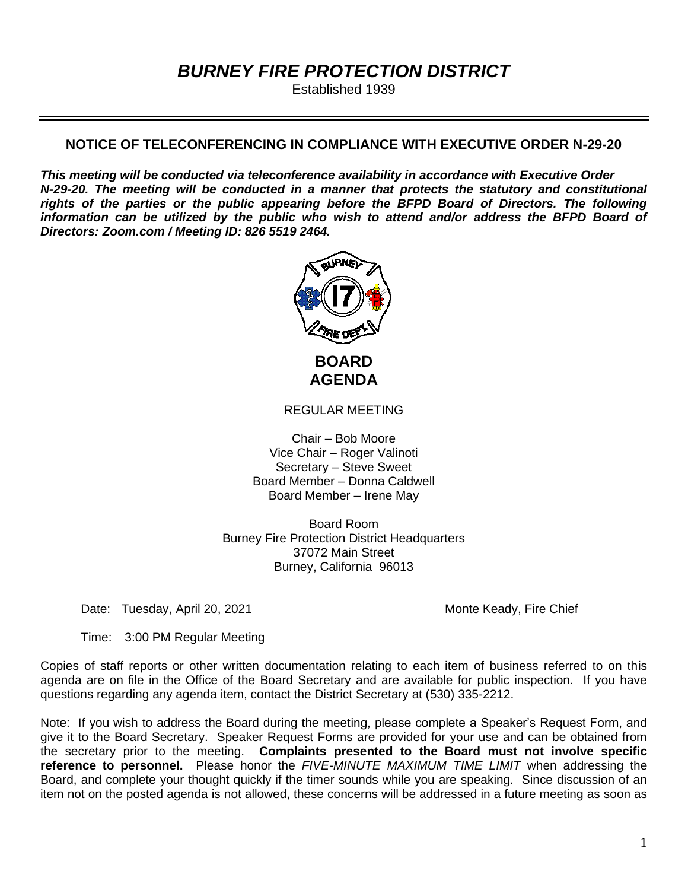# *BURNEY FIRE PROTECTION DISTRICT*

Established 1939

## NOTICE OF TELECONFERENCING IN COMPLIANCE WITH EXECUTIVE ORDER N-29-20

***This meeting will be conducted via teleconference availability in accordance with Executive Order N-29-20. The meeting will be conducted in a manner that protects the statutory and constitutional rights of the parties or the public appearing before the BFPD Board of Directors. The following information can be utilized by the public who wish to attend and/or address the BFPD Board of Directors: Zoom.com / Meeting ID: 826 5519 2464.***

## BOARD AGENDA

REGULAR MEETING

Chair – Bob Moore
Vice Chair – Roger Valinoti
Secretary – Steve Sweet
Board Member – Donna Caldwell
Board Member – Irene May

Board Room
Burney Fire Protection District Headquarters
37072 Main Street
Burney, California 96013

Date: Tuesday, April 20, 2021

Monte Keady, Fire Chief

Time: 3:00 PM Regular Meeting

Copies of staff reports or other written documentation relating to each item of business referred to on this agenda are on file in the Office of the Board Secretary and are available for public inspection. If you have questions regarding any agenda item, contact the District Secretary at (530) 335-2212.

Note: If you wish to address the Board during the meeting, please complete a Speaker's Request Form, and give it to the Board Secretary. Speaker Request Forms are provided for your use and can be obtained from the secretary prior to the meeting. **Complaints presented to the Board must not involve specific reference to personnel.** Please honor the *FIVE-MINUTE MAXIMUM TIME LIMIT* when addressing the Board, and complete your thought quickly if the timer sounds while you are speaking. Since discussion of an item not on the posted agenda is not allowed, these concerns will be addressed in a future meeting as soon as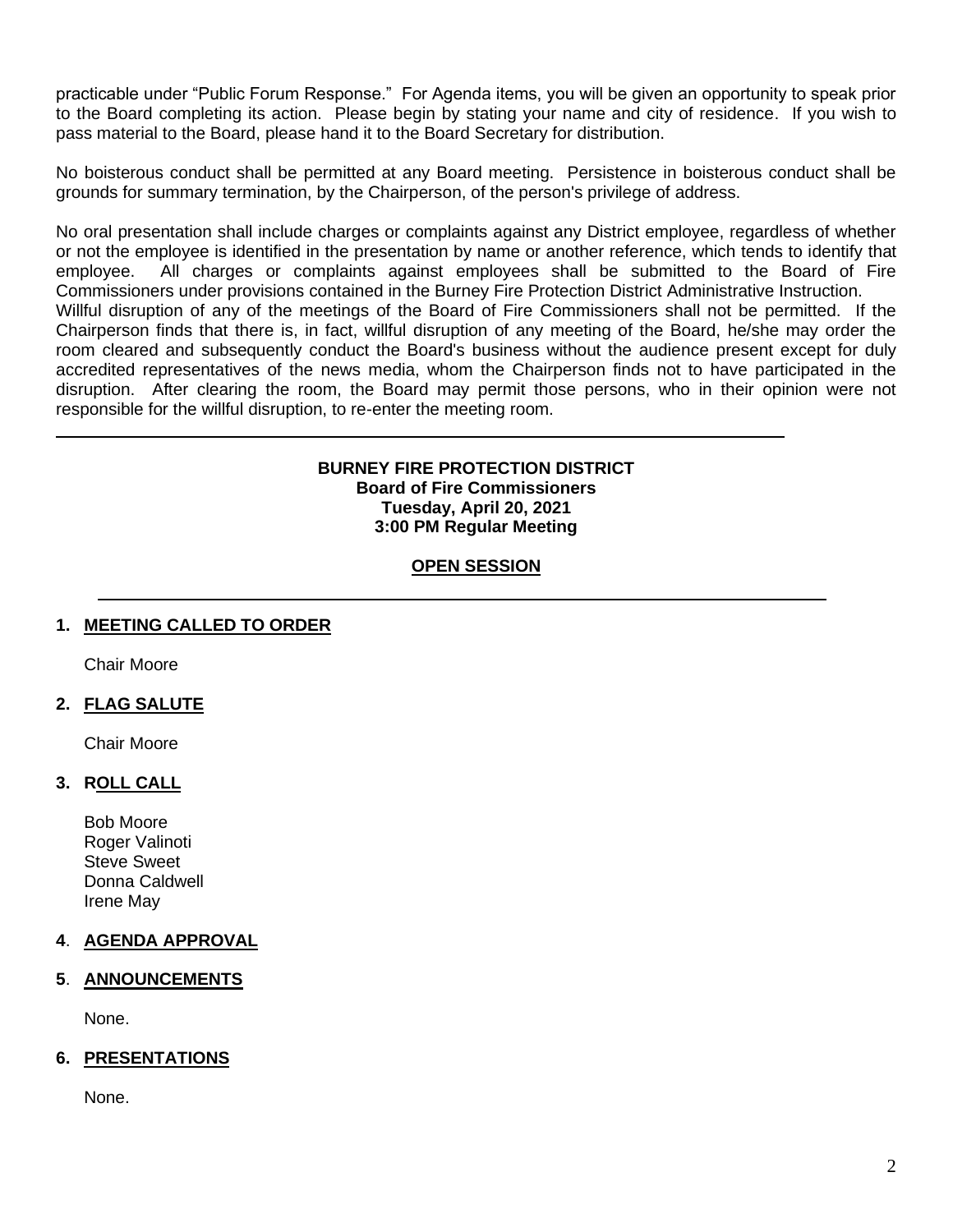practicable under "Public Forum Response." For Agenda items, you will be given an opportunity to speak prior to the Board completing its action. Please begin by stating your name and city of residence. If you wish to pass material to the Board, please hand it to the Board Secretary for distribution.

No boisterous conduct shall be permitted at any Board meeting. Persistence in boisterous conduct shall be grounds for summary termination, by the Chairperson, of the person's privilege of address.

No oral presentation shall include charges or complaints against any District employee, regardless of whether or not the employee is identified in the presentation by name or another reference, which tends to identify that employee. All charges or complaints against employees shall be submitted to the Board of Fire Commissioners under provisions contained in the Burney Fire Protection District Administrative Instruction.
Willful disruption of any of the meetings of the Board of Fire Commissioners shall not be permitted. If the Chairperson finds that there is, in fact, willful disruption of any meeting of the Board, he/she may order the room cleared and subsequently conduct the Board's business without the audience present except for duly accredited representatives of the news media, whom the Chairperson finds not to have participated in the disruption. After clearing the room, the Board may permit those persons, who in their opinion were not responsible for the willful disruption, to re-enter the meeting room.

---

**BURNEY FIRE PROTECTION DISTRICT**
**Board of Fire Commissioners**
**Tuesday, April 20, 2021**
**3:00 PM Regular Meeting**

**OPEN SESSION**

---

**1. MEETING CALLED TO ORDER**

Chair Moore

**2. FLAG SALUTE**

Chair Moore

**3. ROLL CALL**

Bob Moore
Roger Valinoti
Steve Sweet
Donna Caldwell
Irene May

**4. AGENDA APPROVAL**

**5. ANNOUNCEMENTS**

None.

**6. PRESENTATIONS**

None.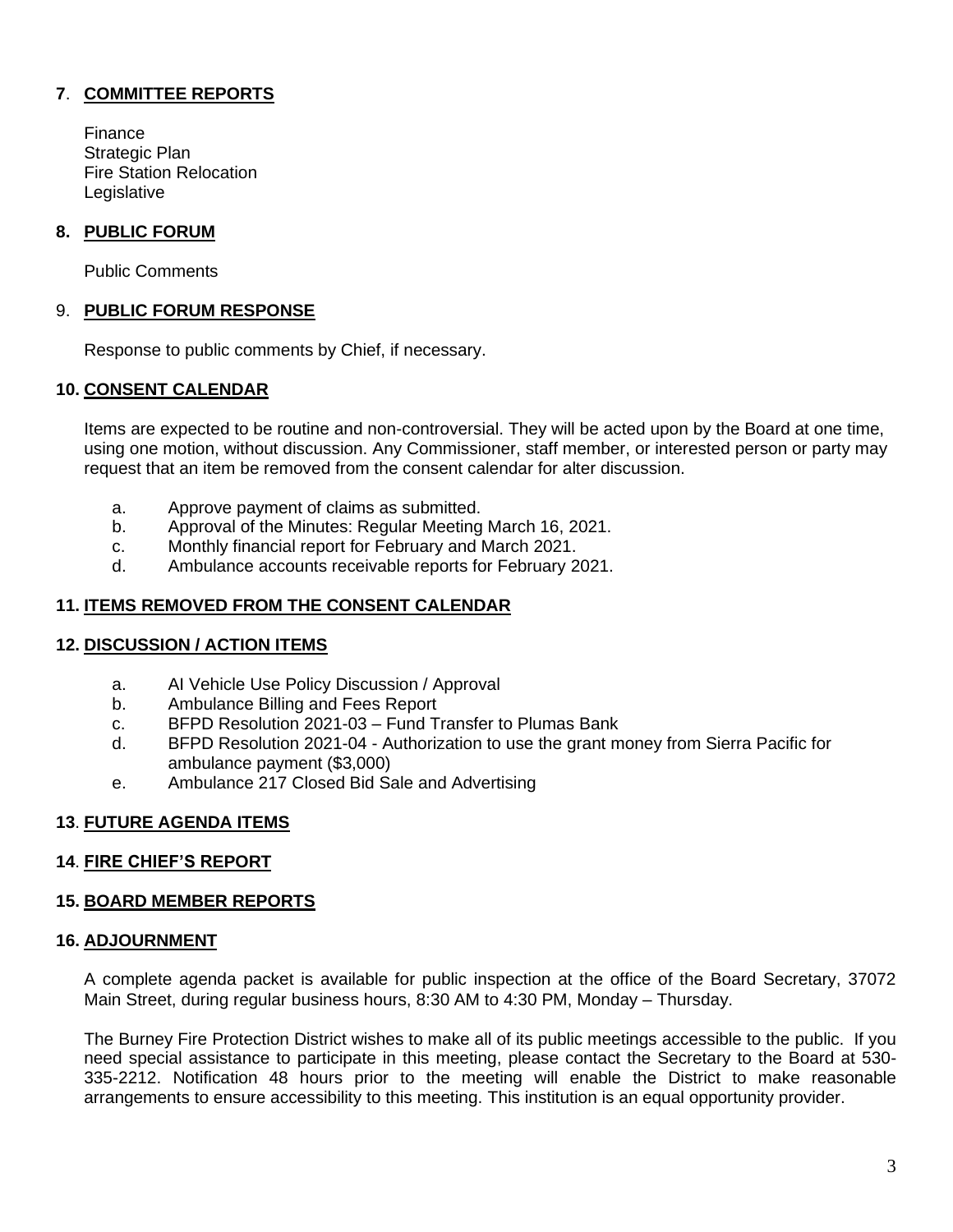## 7. COMMITTEE REPORTS

Finance
Strategic Plan
Fire Station Relocation
Legislative

## 8. PUBLIC FORUM

Public Comments

## 9. PUBLIC FORUM RESPONSE

Response to public comments by Chief, if necessary.

## 10. CONSENT CALENDAR

Items are expected to be routine and non-controversial. They will be acted upon by the Board at one time, using one motion, without discussion. Any Commissioner, staff member, or interested person or party may request that an item be removed from the consent calendar for alter discussion.

a. Approve payment of claims as submitted.
b. Approval of the Minutes: Regular Meeting March 16, 2021.
c. Monthly financial report for February and March 2021.
d. Ambulance accounts receivable reports for February 2021.

## 11. ITEMS REMOVED FROM THE CONSENT CALENDAR

## 12. DISCUSSION / ACTION ITEMS

a. AI Vehicle Use Policy Discussion / Approval
b. Ambulance Billing and Fees Report
c. BFPD Resolution 2021-03 – Fund Transfer to Plumas Bank
d. BFPD Resolution 2021-04 - Authorization to use the grant money from Sierra Pacific for ambulance payment ($3,000)
e. Ambulance 217 Closed Bid Sale and Advertising

## 13. FUTURE AGENDA ITEMS

## 14. FIRE CHIEF'S REPORT

## 15. BOARD MEMBER REPORTS

## 16. ADJOURNMENT

A complete agenda packet is available for public inspection at the office of the Board Secretary, 37072 Main Street, during regular business hours, 8:30 AM to 4:30 PM, Monday – Thursday.

The Burney Fire Protection District wishes to make all of its public meetings accessible to the public. If you need special assistance to participate in this meeting, please contact the Secretary to the Board at 530-335-2212. Notification 48 hours prior to the meeting will enable the District to make reasonable arrangements to ensure accessibility to this meeting. This institution is an equal opportunity provider.